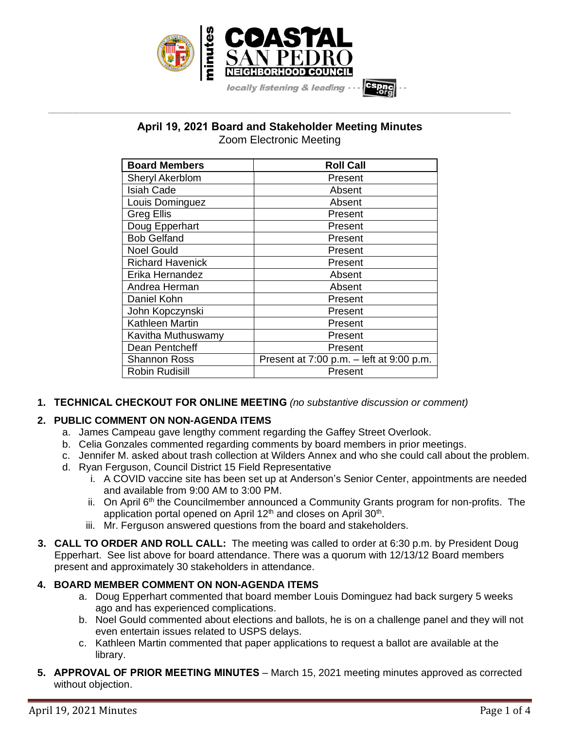# April 19, 2021 Board and Stakeholder Meeting Minutes

Zoom Electronic Meeting

| Board Members | Roll Call |
|---|---|
| Sheryl Akerblom | Present |
| Isiah Cade | Absent |
| Louis Dominguez | Absent |
| Greg Ellis | Present |
| Doug Epperhart | Present |
| Bob Gelfand | Present |
| Noel Gould | Present |
| Richard Havenick | Present |
| Erika Hernandez | Absent |
| Andrea Herman | Absent |
| Daniel Kohn | Present |
| John Kopczynski | Present |
| Kathleen Martin | Present |
| Kavitha Muthuswamy | Present |
| Dean Pentcheff | Present |
| Shannon Ross | Present at 7:00 p.m. – left at 9:00 p.m. |
| Robin Rudisill | Present |

1. **TECHNICAL CHECKOUT FOR ONLINE MEETING** *(no substantive discussion or comment)*

2. **PUBLIC COMMENT ON NON-AGENDA ITEMS**
   a. James Campeau gave lengthy comment regarding the Gaffey Street Overlook.
   b. Celia Gonzales commented regarding comments by board members in prior meetings.
   c. Jennifer M. asked about trash collection at Wilders Annex and who she could call about the problem.
   d. Ryan Ferguson, Council District 15 Field Representative
      i. A COVID vaccine site has been set up at Anderson's Senior Center, appointments are needed and available from 9:00 AM to 3:00 PM.
      ii. On April 6th the Councilmember announced a Community Grants program for non-profits. The application portal opened on April 12th and closes on April 30th.
      iii. Mr. Ferguson answered questions from the board and stakeholders.

3. **CALL TO ORDER AND ROLL CALL:** The meeting was called to order at 6:30 p.m. by President Doug Epperhart. See list above for board attendance. There was a quorum with 12/13/12 Board members present and approximately 30 stakeholders in attendance.

4. **BOARD MEMBER COMMENT ON NON-AGENDA ITEMS**
   a. Doug Epperhart commented that board member Louis Dominguez had back surgery 5 weeks ago and has experienced complications.
   b. Noel Gould commented about elections and ballots, he is on a challenge panel and they will not even entertain issues related to USPS delays.
   c. Kathleen Martin commented that paper applications to request a ballot are available at the library.

5. **APPROVAL OF PRIOR MEETING MINUTES** – March 15, 2021 meeting minutes approved as corrected without objection.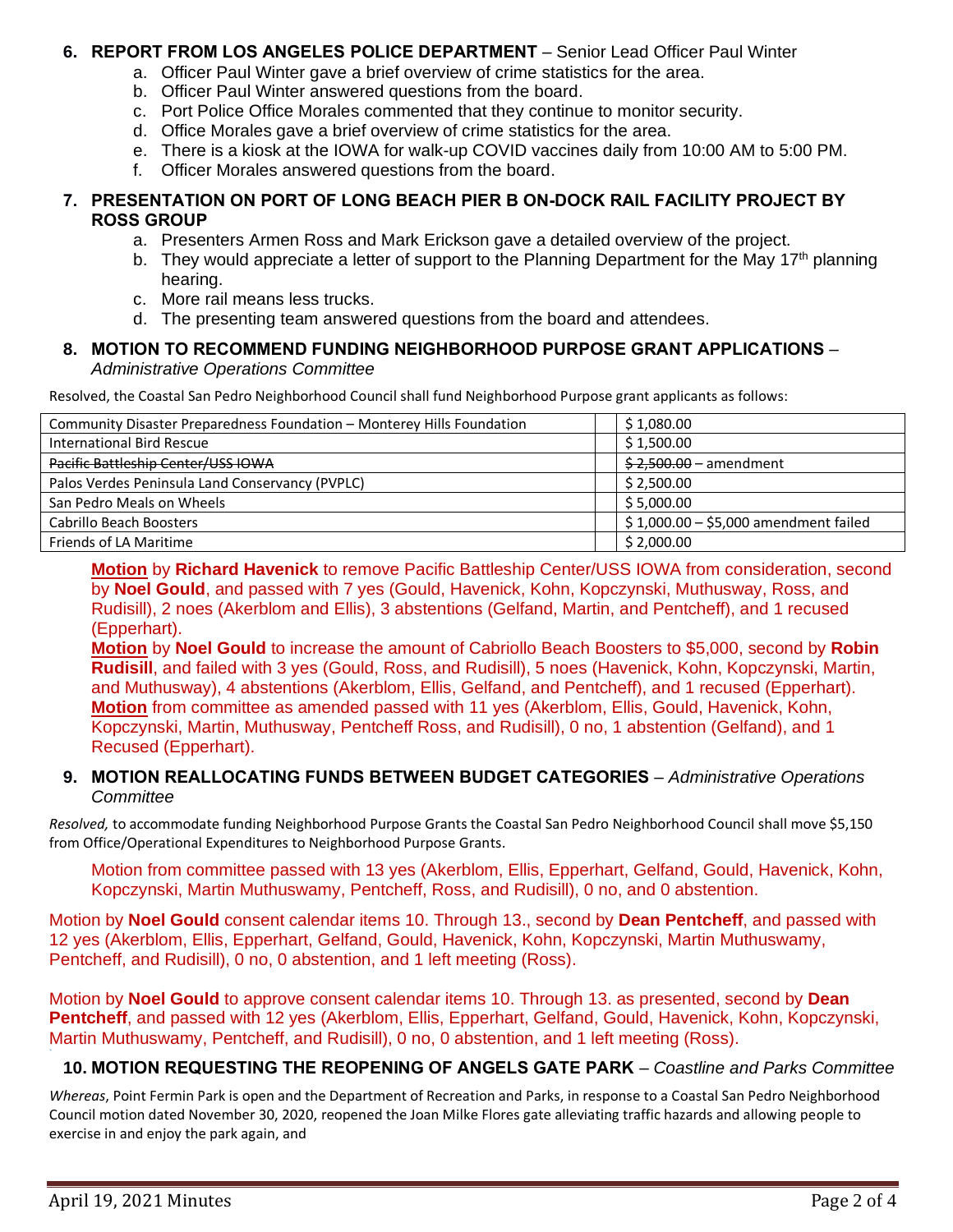6. **REPORT FROM LOS ANGELES POLICE DEPARTMENT** – Senior Lead Officer Paul Winter
   a. Officer Paul Winter gave a brief overview of crime statistics for the area.
   b. Officer Paul Winter answered questions from the board.
   c. Port Police Office Morales commented that they continue to monitor security.
   d. Office Morales gave a brief overview of crime statistics for the area.
   e. There is a kiosk at the IOWA for walk-up COVID vaccines daily from 10:00 AM to 5:00 PM.
   f. Officer Morales answered questions from the board.

7. **PRESENTATION ON PORT OF LONG BEACH PIER B ON-DOCK RAIL FACILITY PROJECT BY ROSS GROUP**
   a. Presenters Armen Ross and Mark Erickson gave a detailed overview of the project.
   b. They would appreciate a letter of support to the Planning Department for the May 17th planning hearing.
   c. More rail means less trucks.
   d. The presenting team answered questions from the board and attendees.

8. **MOTION TO RECOMMEND FUNDING NEIGHBORHOOD PURPOSE GRANT APPLICATIONS** – *Administrative Operations Committee*

Resolved, the Coastal San Pedro Neighborhood Council shall fund Neighborhood Purpose grant applicants as follows:

| Applicant | Amount |
|---|---|
| Community Disaster Preparedness Foundation – Monterey Hills Foundation | $ 1,080.00 |
| International Bird Rescue | $ 1,500.00 |
| ~~Pacific Battleship Center/USS IOWA~~ | ~~$ 2,500.00~~ – amendment |
| Palos Verdes Peninsula Land Conservancy (PVPLC) | $ 2,500.00 |
| San Pedro Meals on Wheels | $ 5,000.00 |
| Cabrillo Beach Boosters | $ 1,000.00 – $5,000 amendment failed |
| Friends of LA Maritime | $ 2,000.00 |

**Motion** by **Richard Havenick** to remove Pacific Battleship Center/USS IOWA from consideration, second by **Noel Gould**, and passed with 7 yes (Gould, Havenick, Kohn, Kopczynski, Muthusway, Ross, and Rudisill), 2 noes (Akerblom and Ellis), 3 abstentions (Gelfand, Martin, and Pentcheff), and 1 recused (Epperhart).
**Motion** by **Noel Gould** to increase the amount of Cabriollo Beach Boosters to $5,000, second by **Robin Rudisill**, and failed with 3 yes (Gould, Ross, and Rudisill), 5 noes (Havenick, Kohn, Kopczynski, Martin, and Muthusway), 4 abstentions (Akerblom, Ellis, Gelfand, and Pentcheff), and 1 recused (Epperhart).
**Motion** from committee as amended passed with 11 yes (Akerblom, Ellis, Gould, Havenick, Kohn, Kopczynski, Martin, Muthusway, Pentcheff Ross, and Rudisill), 0 no, 1 abstention (Gelfand), and 1 Recused (Epperhart).

9. **MOTION REALLOCATING FUNDS BETWEEN BUDGET CATEGORIES** – *Administrative Operations Committee*

*Resolved,* to accommodate funding Neighborhood Purpose Grants the Coastal San Pedro Neighborhood Council shall move $5,150 from Office/Operational Expenditures to Neighborhood Purpose Grants.

Motion from committee passed with 13 yes (Akerblom, Ellis, Epperhart, Gelfand, Gould, Havenick, Kohn, Kopczynski, Martin Muthuswamy, Pentcheff, Ross, and Rudisill), 0 no, and 0 abstention.

Motion by **Noel Gould** consent calendar items 10. Through 13., second by **Dean Pentcheff**, and passed with 12 yes (Akerblom, Ellis, Epperhart, Gelfand, Gould, Havenick, Kohn, Kopczynski, Martin Muthuswamy, Pentcheff, and Rudisill), 0 no, 0 abstention, and 1 left meeting (Ross).

Motion by **Noel Gould** to approve consent calendar items 10. Through 13. as presented, second by **Dean Pentcheff**, and passed with 12 yes (Akerblom, Ellis, Epperhart, Gelfand, Gould, Havenick, Kohn, Kopczynski, Martin Muthuswamy, Pentcheff, and Rudisill), 0 no, 0 abstention, and 1 left meeting (Ross).

10. **MOTION REQUESTING THE REOPENING OF ANGELS GATE PARK** – *Coastline and Parks Committee*

*Whereas*, Point Fermin Park is open and the Department of Recreation and Parks, in response to a Coastal San Pedro Neighborhood Council motion dated November 30, 2020, reopened the Joan Milke Flores gate alleviating traffic hazards and allowing people to exercise in and enjoy the park again, and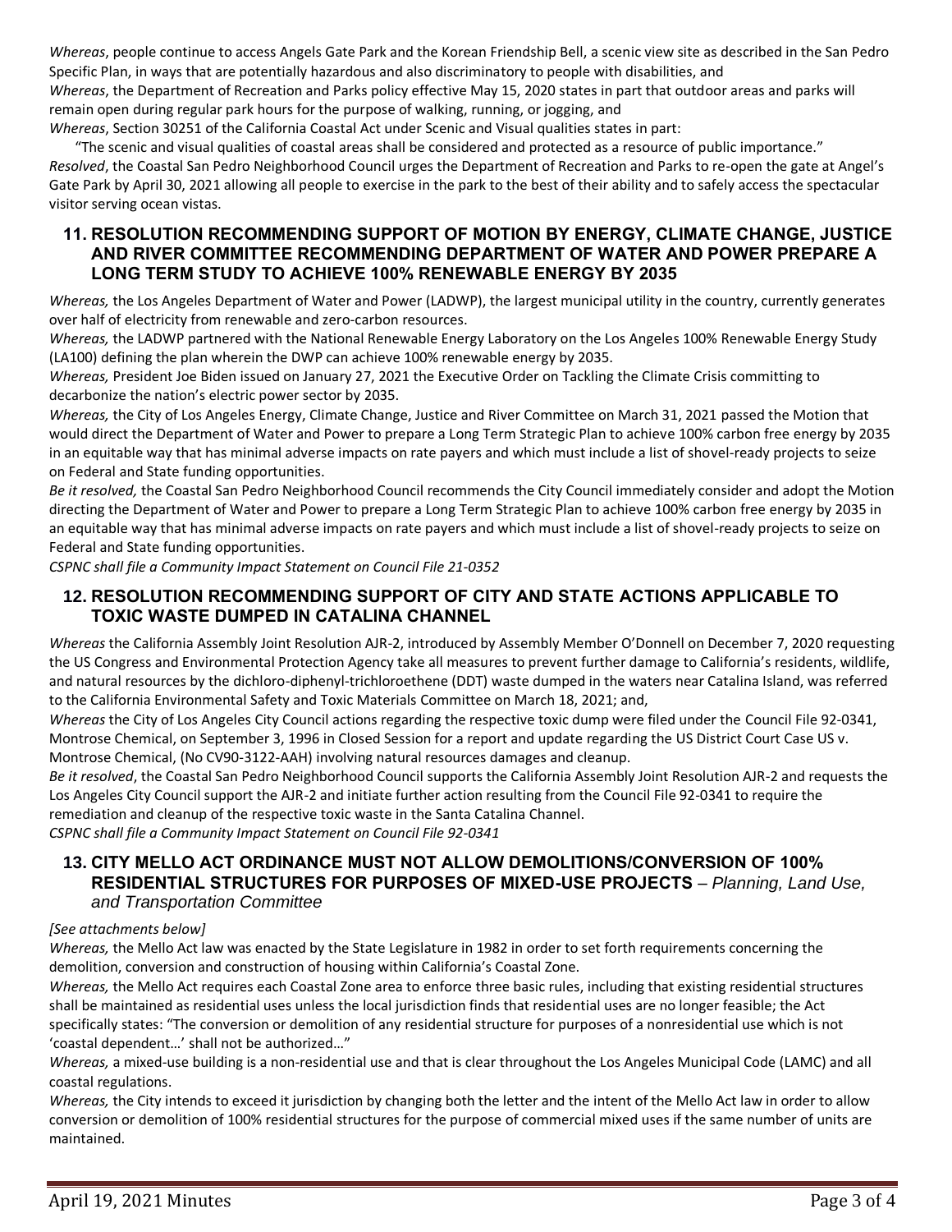*Whereas*, people continue to access Angels Gate Park and the Korean Friendship Bell, a scenic view site as described in the San Pedro Specific Plan, in ways that are potentially hazardous and also discriminatory to people with disabilities, and

*Whereas*, the Department of Recreation and Parks policy effective May 15, 2020 states in part that outdoor areas and parks will remain open during regular park hours for the purpose of walking, running, or jogging, and

*Whereas*, Section 30251 of the California Coastal Act under Scenic and Visual qualities states in part:

"The scenic and visual qualities of coastal areas shall be considered and protected as a resource of public importance."

*Resolved*, the Coastal San Pedro Neighborhood Council urges the Department of Recreation and Parks to re-open the gate at Angel's Gate Park by April 30, 2021 allowing all people to exercise in the park to the best of their ability and to safely access the spectacular visitor serving ocean vistas.

## 11. RESOLUTION RECOMMENDING SUPPORT OF MOTION BY ENERGY, CLIMATE CHANGE, JUSTICE AND RIVER COMMITTEE RECOMMENDING DEPARTMENT OF WATER AND POWER PREPARE A LONG TERM STUDY TO ACHIEVE 100% RENEWABLE ENERGY BY 2035

*Whereas,* the Los Angeles Department of Water and Power (LADWP), the largest municipal utility in the country, currently generates over half of electricity from renewable and zero-carbon resources.

*Whereas,* the LADWP partnered with the National Renewable Energy Laboratory on the Los Angeles 100% Renewable Energy Study (LA100) defining the plan wherein the DWP can achieve 100% renewable energy by 2035.

*Whereas,* President Joe Biden issued on January 27, 2021 the Executive Order on Tackling the Climate Crisis committing to decarbonize the nation's electric power sector by 2035.

*Whereas,* the City of Los Angeles Energy, Climate Change, Justice and River Committee on March 31, 2021 passed the Motion that would direct the Department of Water and Power to prepare a Long Term Strategic Plan to achieve 100% carbon free energy by 2035 in an equitable way that has minimal adverse impacts on rate payers and which must include a list of shovel-ready projects to seize on Federal and State funding opportunities.

*Be it resolved,* the Coastal San Pedro Neighborhood Council recommends the City Council immediately consider and adopt the Motion directing the Department of Water and Power to prepare a Long Term Strategic Plan to achieve 100% carbon free energy by 2035 in an equitable way that has minimal adverse impacts on rate payers and which must include a list of shovel-ready projects to seize on Federal and State funding opportunities.

*CSPNC shall file a Community Impact Statement on Council File 21-0352*

## 12. RESOLUTION RECOMMENDING SUPPORT OF CITY AND STATE ACTIONS APPLICABLE TO TOXIC WASTE DUMPED IN CATALINA CHANNEL

*Whereas* the California Assembly Joint Resolution AJR-2, introduced by Assembly Member O'Donnell on December 7, 2020 requesting the US Congress and Environmental Protection Agency take all measures to prevent further damage to California's residents, wildlife, and natural resources by the dichloro-diphenyl-trichloroethene (DDT) waste dumped in the waters near Catalina Island, was referred to the California Environmental Safety and Toxic Materials Committee on March 18, 2021; and,

*Whereas* the City of Los Angeles City Council actions regarding the respective toxic dump were filed under the Council File 92-0341, Montrose Chemical, on September 3, 1996 in Closed Session for a report and update regarding the US District Court Case US v. Montrose Chemical, (No CV90-3122-AAH) involving natural resources damages and cleanup.

*Be it resolved*, the Coastal San Pedro Neighborhood Council supports the California Assembly Joint Resolution AJR-2 and requests the Los Angeles City Council support the AJR-2 and initiate further action resulting from the Council File 92-0341 to require the remediation and cleanup of the respective toxic waste in the Santa Catalina Channel.

*CSPNC shall file a Community Impact Statement on Council File 92-0341*

## 13. CITY MELLO ACT ORDINANCE MUST NOT ALLOW DEMOLITIONS/CONVERSION OF 100% RESIDENTIAL STRUCTURES FOR PURPOSES OF MIXED-USE PROJECTS – *Planning, Land Use, and Transportation Committee*

*[See attachments below]*

*Whereas,* the Mello Act law was enacted by the State Legislature in 1982 in order to set forth requirements concerning the demolition, conversion and construction of housing within California's Coastal Zone.

*Whereas,* the Mello Act requires each Coastal Zone area to enforce three basic rules, including that existing residential structures shall be maintained as residential uses unless the local jurisdiction finds that residential uses are no longer feasible; the Act specifically states: "The conversion or demolition of any residential structure for purposes of a nonresidential use which is not 'coastal dependent…' shall not be authorized…"

*Whereas,* a mixed-use building is a non-residential use and that is clear throughout the Los Angeles Municipal Code (LAMC) and all coastal regulations.

*Whereas,* the City intends to exceed it jurisdiction by changing both the letter and the intent of the Mello Act law in order to allow conversion or demolition of 100% residential structures for the purpose of commercial mixed uses if the same number of units are maintained.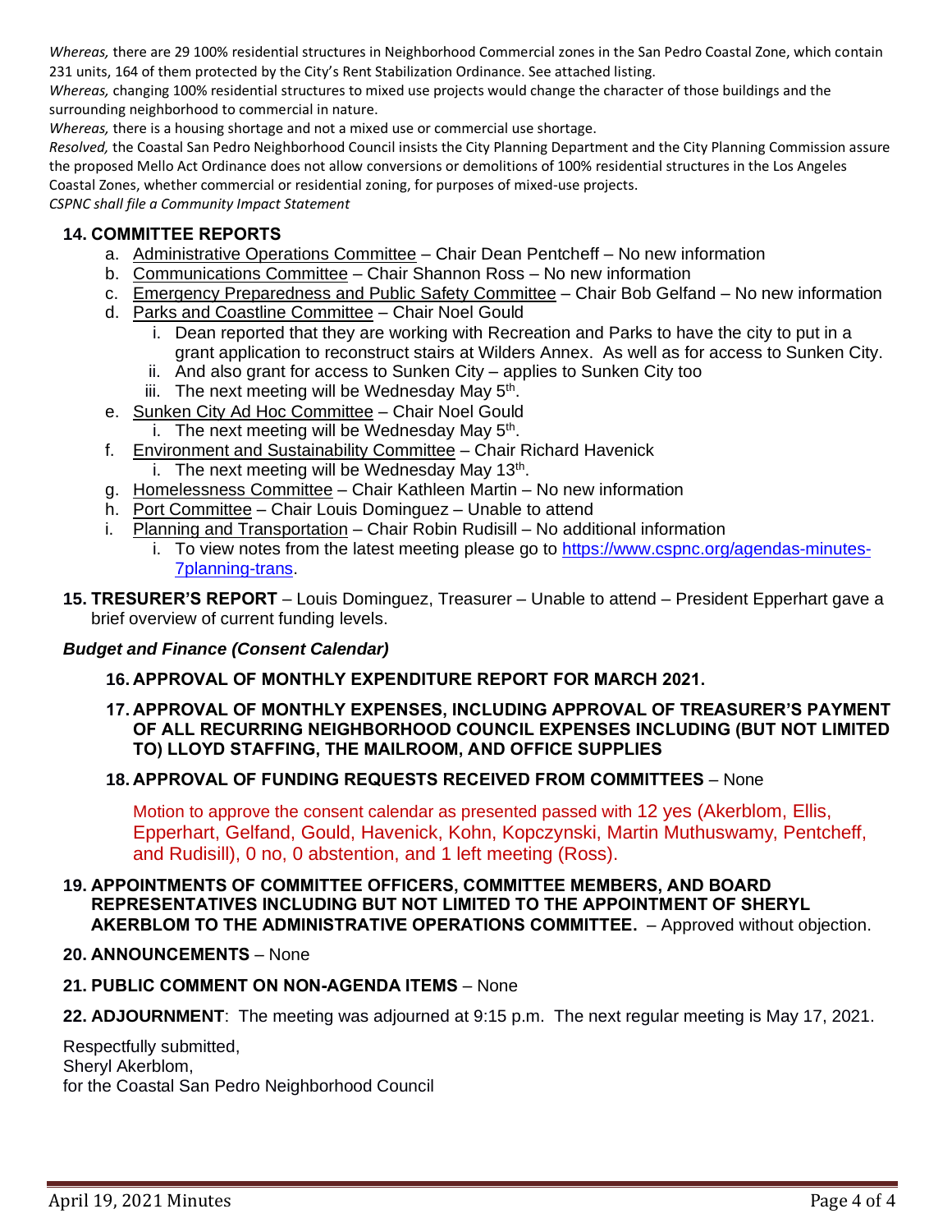*Whereas,* there are 29 100% residential structures in Neighborhood Commercial zones in the San Pedro Coastal Zone, which contain 231 units, 164 of them protected by the City's Rent Stabilization Ordinance. See attached listing.
*Whereas,* changing 100% residential structures to mixed use projects would change the character of those buildings and the surrounding neighborhood to commercial in nature.
*Whereas,* there is a housing shortage and not a mixed use or commercial use shortage.
*Resolved,* the Coastal San Pedro Neighborhood Council insists the City Planning Department and the City Planning Commission assure the proposed Mello Act Ordinance does not allow conversions or demolitions of 100% residential structures in the Los Angeles Coastal Zones, whether commercial or residential zoning, for purposes of mixed-use projects.
*CSPNC shall file a Community Impact Statement*

**14. COMMITTEE REPORTS**

a. Administrative Operations Committee – Chair Dean Pentcheff – No new information
b. Communications Committee – Chair Shannon Ross – No new information
c. Emergency Preparedness and Public Safety Committee – Chair Bob Gelfand – No new information
d. Parks and Coastline Committee – Chair Noel Gould
   i. Dean reported that they are working with Recreation and Parks to have the city to put in a grant application to reconstruct stairs at Wilders Annex. As well as for access to Sunken City.
   ii. And also grant for access to Sunken City – applies to Sunken City too
   iii. The next meeting will be Wednesday May 5th.
e. Sunken City Ad Hoc Committee – Chair Noel Gould
   i. The next meeting will be Wednesday May 5th.
f. Environment and Sustainability Committee – Chair Richard Havenick
   i. The next meeting will be Wednesday May 13th.
g. Homelessness Committee – Chair Kathleen Martin – No new information
h. Port Committee – Chair Louis Dominguez – Unable to attend
i. Planning and Transportation – Chair Robin Rudisill – No additional information
   i. To view notes from the latest meeting please go to https://www.cspnc.org/agendas-minutes-7planning-trans.

**15. TRESURER'S REPORT** – Louis Dominguez, Treasurer – Unable to attend – President Epperhart gave a brief overview of current funding levels.

***Budget and Finance (Consent Calendar)***

**16. APPROVAL OF MONTHLY EXPENDITURE REPORT FOR MARCH 2021.**

**17. APPROVAL OF MONTHLY EXPENSES, INCLUDING APPROVAL OF TREASURER'S PAYMENT OF ALL RECURRING NEIGHBORHOOD COUNCIL EXPENSES INCLUDING (BUT NOT LIMITED TO) LLOYD STAFFING, THE MAILROOM, AND OFFICE SUPPLIES**

**18. APPROVAL OF FUNDING REQUESTS RECEIVED FROM COMMITTEES** – None

Motion to approve the consent calendar as presented passed with 12 yes (Akerblom, Ellis, Epperhart, Gelfand, Gould, Havenick, Kohn, Kopczynski, Martin Muthuswamy, Pentcheff, and Rudisill), 0 no, 0 abstention, and 1 left meeting (Ross).

**19. APPOINTMENTS OF COMMITTEE OFFICERS, COMMITTEE MEMBERS, AND BOARD REPRESENTATIVES INCLUDING BUT NOT LIMITED TO THE APPOINTMENT OF SHERYL AKERBLOM TO THE ADMINISTRATIVE OPERATIONS COMMITTEE.** – Approved without objection.

**20. ANNOUNCEMENTS** – None

**21. PUBLIC COMMENT ON NON-AGENDA ITEMS** – None

**22. ADJOURNMENT**: The meeting was adjourned at 9:15 p.m. The next regular meeting is May 17, 2021.

Respectfully submitted,
Sheryl Akerblom,
for the Coastal San Pedro Neighborhood Council